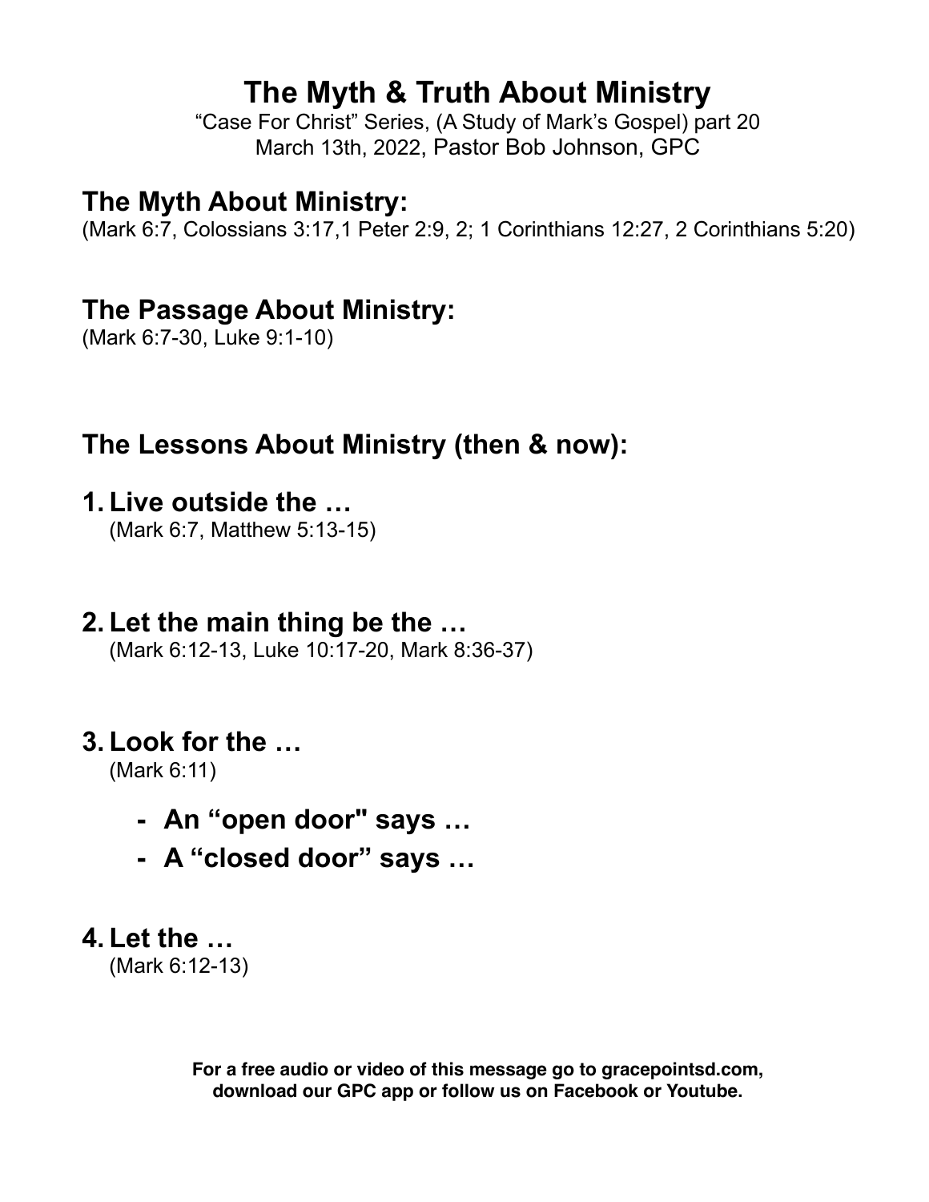# The Myth & Truth About Ministry

"Case For Christ" Series, (A Study of Mark's Gospel) part 20
March 13th, 2022, Pastor Bob Johnson, GPC

## The Myth About Ministry:

(Mark 6:7, Colossians 3:17,1 Peter 2:9, 2; 1 Corinthians 12:27, 2 Corinthians 5:20)

## The Passage About Ministry:

(Mark 6:7-30, Luke 9:1-10)

## The Lessons About Ministry (then & now):

1. **Live outside the …**
   (Mark 6:7, Matthew 5:13-15)

2. **Let the main thing be the …**
   (Mark 6:12-13, Luke 10:17-20, Mark 8:36-37)

3. **Look for the …**
   (Mark 6:11)
   - **An "open door" says …**
   - **A "closed door" says …**

4. **Let the …**
   (Mark 6:12-13)

**For a free audio or video of this message go to gracepointsd.com, download our GPC app or follow us on Facebook or Youtube.**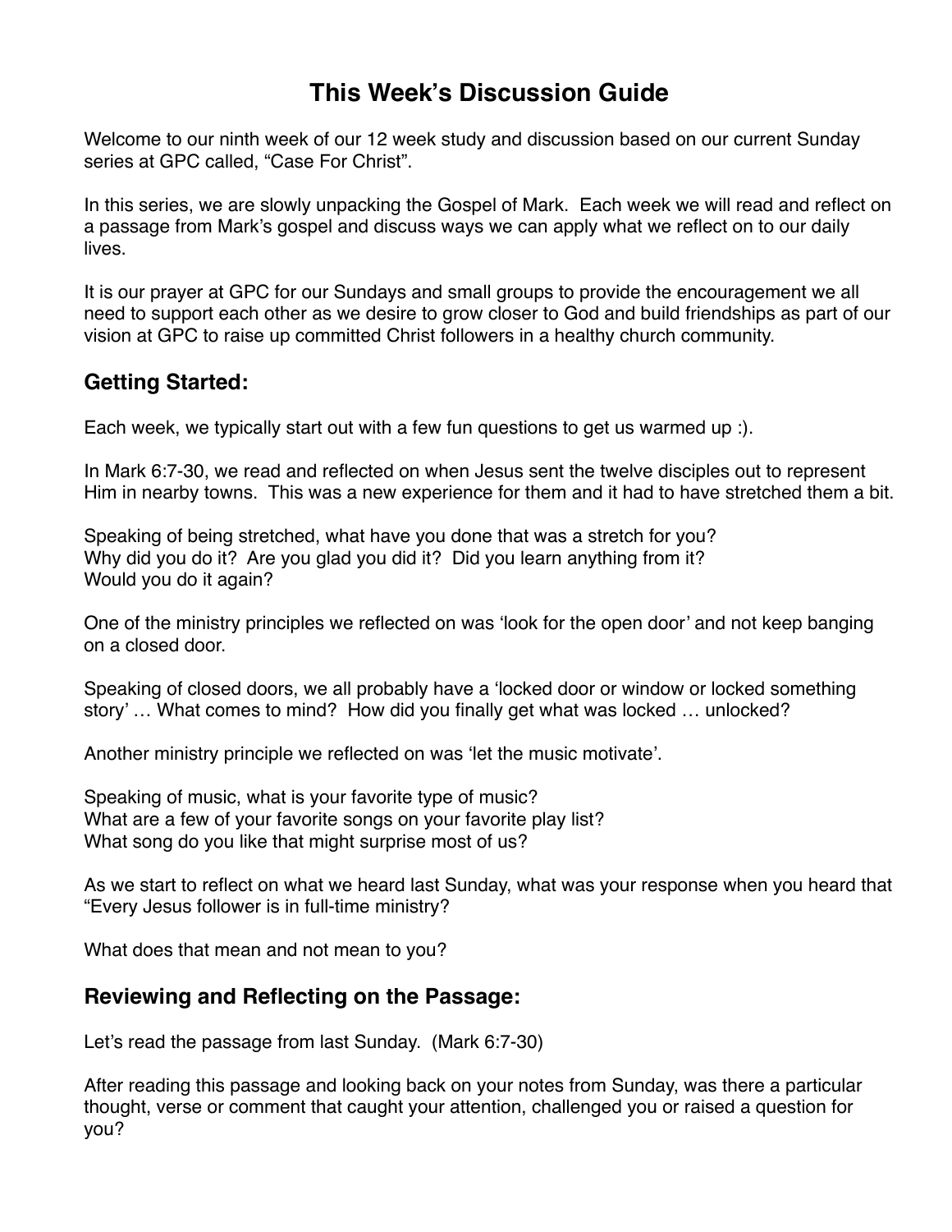# This Week's Discussion Guide

Welcome to our ninth week of our 12 week study and discussion based on our current Sunday series at GPC called, "Case For Christ".

In this series, we are slowly unpacking the Gospel of Mark. Each week we will read and reflect on a passage from Mark's gospel and discuss ways we can apply what we reflect on to our daily lives.

It is our prayer at GPC for our Sundays and small groups to provide the encouragement we all need to support each other as we desire to grow closer to God and build friendships as part of our vision at GPC to raise up committed Christ followers in a healthy church community.

## Getting Started:

Each week, we typically start out with a few fun questions to get us warmed up :).

In Mark 6:7-30, we read and reflected on when Jesus sent the twelve disciples out to represent Him in nearby towns. This was a new experience for them and it had to have stretched them a bit.

Speaking of being stretched, what have you done that was a stretch for you?
Why did you do it? Are you glad you did it? Did you learn anything from it?
Would you do it again?

One of the ministry principles we reflected on was 'look for the open door' and not keep banging on a closed door.

Speaking of closed doors, we all probably have a 'locked door or window or locked something story' … What comes to mind? How did you finally get what was locked … unlocked?

Another ministry principle we reflected on was 'let the music motivate'.

Speaking of music, what is your favorite type of music?
What are a few of your favorite songs on your favorite play list?
What song do you like that might surprise most of us?

As we start to reflect on what we heard last Sunday, what was your response when you heard that "Every Jesus follower is in full-time ministry?

What does that mean and not mean to you?

## Reviewing and Reflecting on the Passage:

Let's read the passage from last Sunday. (Mark 6:7-30)

After reading this passage and looking back on your notes from Sunday, was there a particular thought, verse or comment that caught your attention, challenged you or raised a question for you?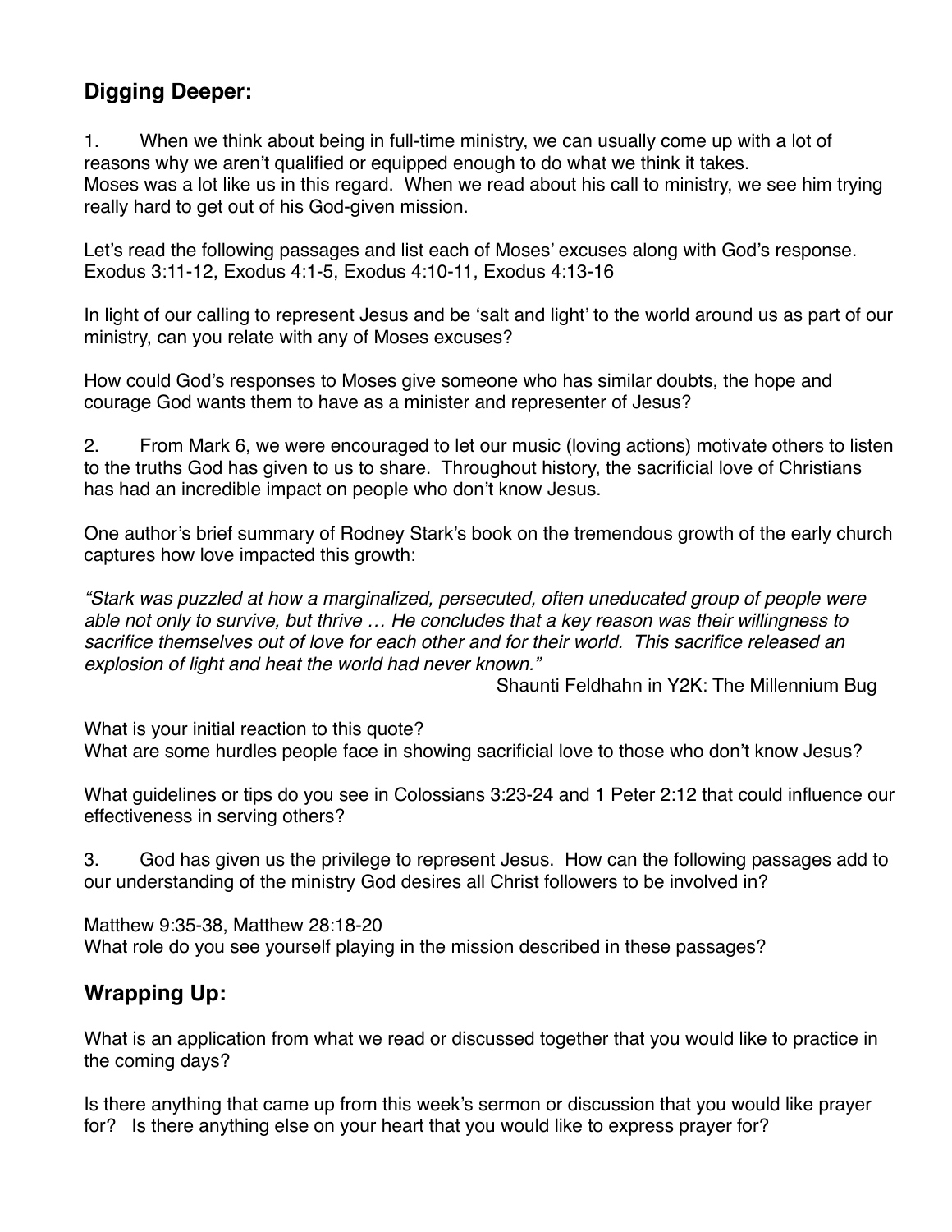## Digging Deeper:

1. When we think about being in full-time ministry, we can usually come up with a lot of reasons why we aren't qualified or equipped enough to do what we think it takes. Moses was a lot like us in this regard. When we read about his call to ministry, we see him trying really hard to get out of his God-given mission.

Let's read the following passages and list each of Moses' excuses along with God's response. Exodus 3:11-12, Exodus 4:1-5, Exodus 4:10-11, Exodus 4:13-16

In light of our calling to represent Jesus and be 'salt and light' to the world around us as part of our ministry, can you relate with any of Moses excuses?

How could God's responses to Moses give someone who has similar doubts, the hope and courage God wants them to have as a minister and representer of Jesus?

2. From Mark 6, we were encouraged to let our music (loving actions) motivate others to listen to the truths God has given to us to share. Throughout history, the sacrificial love of Christians has had an incredible impact on people who don't know Jesus.

One author's brief summary of Rodney Stark's book on the tremendous growth of the early church captures how love impacted this growth:

*"Stark was puzzled at how a marginalized, persecuted, often uneducated group of people were able not only to survive, but thrive … He concludes that a key reason was their willingness to sacrifice themselves out of love for each other and for their world. This sacrifice released an explosion of light and heat the world had never known."*

Shaunti Feldhahn in Y2K: The Millennium Bug

What is your initial reaction to this quote?
What are some hurdles people face in showing sacrificial love to those who don't know Jesus?

What guidelines or tips do you see in Colossians 3:23-24 and 1 Peter 2:12 that could influence our effectiveness in serving others?

3. God has given us the privilege to represent Jesus. How can the following passages add to our understanding of the ministry God desires all Christ followers to be involved in?

Matthew 9:35-38, Matthew 28:18-20
What role do you see yourself playing in the mission described in these passages?

## Wrapping Up:

What is an application from what we read or discussed together that you would like to practice in the coming days?

Is there anything that came up from this week's sermon or discussion that you would like prayer for? Is there anything else on your heart that you would like to express prayer for?